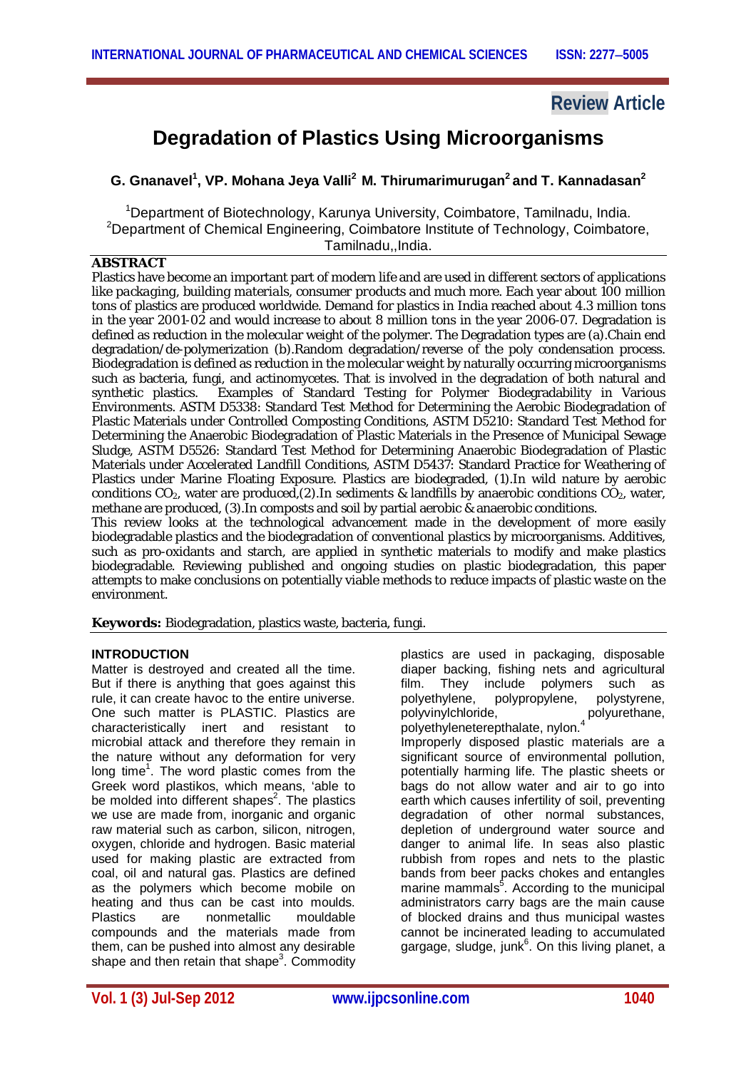**Review Article**

# Degradation of Plastics Using Microorganisms

**G. Gnanavel[1], VP. Mohana Jeya Valli[2] M. Thirumarimurugan[2] and T. Kannadasan[2]**

[1]Department of Biotechnology, Karunya University, Coimbatore, Tamilnadu, India.
[2]Department of Chemical Engineering, Coimbatore Institute of Technology, Coimbatore, Tamilnadu,,India.

## ABSTRACT

Plastics have become an important part of modern life and are used in different sectors of applications like packaging, building materials, consumer products and much more. Each year about 100 million tons of plastics are produced worldwide. Demand for plastics in India reached about 4.3 million tons in the year 2001-02 and would increase to about 8 million tons in the year 2006-07. Degradation is defined as reduction in the molecular weight of the polymer. The Degradation types are (a).Chain end degradation/de-polymerization (b).Random degradation/reverse of the poly condensation process. Biodegradation is defined as reduction in the molecular weight by naturally occurring microorganisms such as bacteria, fungi, and actinomycetes. That is involved in the degradation of both natural and synthetic plastics. Examples of Standard Testing for Polymer Biodegradability in Various Environments. ASTM D5338: Standard Test Method for Determining the Aerobic Biodegradation of Plastic Materials under Controlled Composting Conditions, ASTM D5210: Standard Test Method for Determining the Anaerobic Biodegradation of Plastic Materials in the Presence of Municipal Sewage Sludge, ASTM D5526: Standard Test Method for Determining Anaerobic Biodegradation of Plastic Materials under Accelerated Landfill Conditions, ASTM D5437: Standard Practice for Weathering of Plastics under Marine Floating Exposure. Plastics are biodegraded, (1).In wild nature by aerobic conditions $CO_2$, water are produced,(2).In sediments & landfills by anaerobic conditions $CO_2$, water, methane are produced, (3).In composts and soil by partial aerobic & anaerobic conditions.

This review looks at the technological advancement made in the development of more easily biodegradable plastics and the biodegradation of conventional plastics by microorganisms. Additives, such as pro-oxidants and starch, are applied in synthetic materials to modify and make plastics biodegradable. Reviewing published and ongoing studies on plastic biodegradation, this paper attempts to make conclusions on potentially viable methods to reduce impacts of plastic waste on the environment.

**Keywords:** Biodegradation, plastics waste, bacteria, fungi.

## INTRODUCTION

Matter is destroyed and created all the time. But if there is anything that goes against this rule, it can create havoc to the entire universe. One such matter is PLASTIC. Plastics are characteristically inert and resistant to microbial attack and therefore they remain in the nature without any deformation for very long time[1]. The word plastic comes from the Greek word plastikos, which means, 'able to be molded into different shapes[2]. The plastics we use are made from, inorganic and organic raw material such as carbon, silicon, nitrogen, oxygen, chloride and hydrogen. Basic material used for making plastic are extracted from coal, oil and natural gas. Plastics are defined as the polymers which become mobile on heating and thus can be cast into moulds. Plastics are nonmetallic mouldable compounds and the materials made from them, can be pushed into almost any desirable shape and then retain that shape[3]. Commodity plastics are used in packaging, disposable diaper backing, fishing nets and agricultural film. They include polymers such as polyethylene, polypropylene, polystyrene, polyvinylchloride, polyurethane, polyethyleneterepthalate, nylon.[4]

Improperly disposed plastic materials are a significant source of environmental pollution, potentially harming life. The plastic sheets or bags do not allow water and air to go into earth which causes infertility of soil, preventing degradation of other normal substances, depletion of underground water source and danger to animal life. In seas also plastic rubbish from ropes and nets to the plastic bands from beer packs chokes and entangles marine mammals[5]. According to the municipal administrators carry bags are the main cause of blocked drains and thus municipal wastes cannot be incinerated leading to accumulated gargage, sludge, junk[6]. On this living planet, a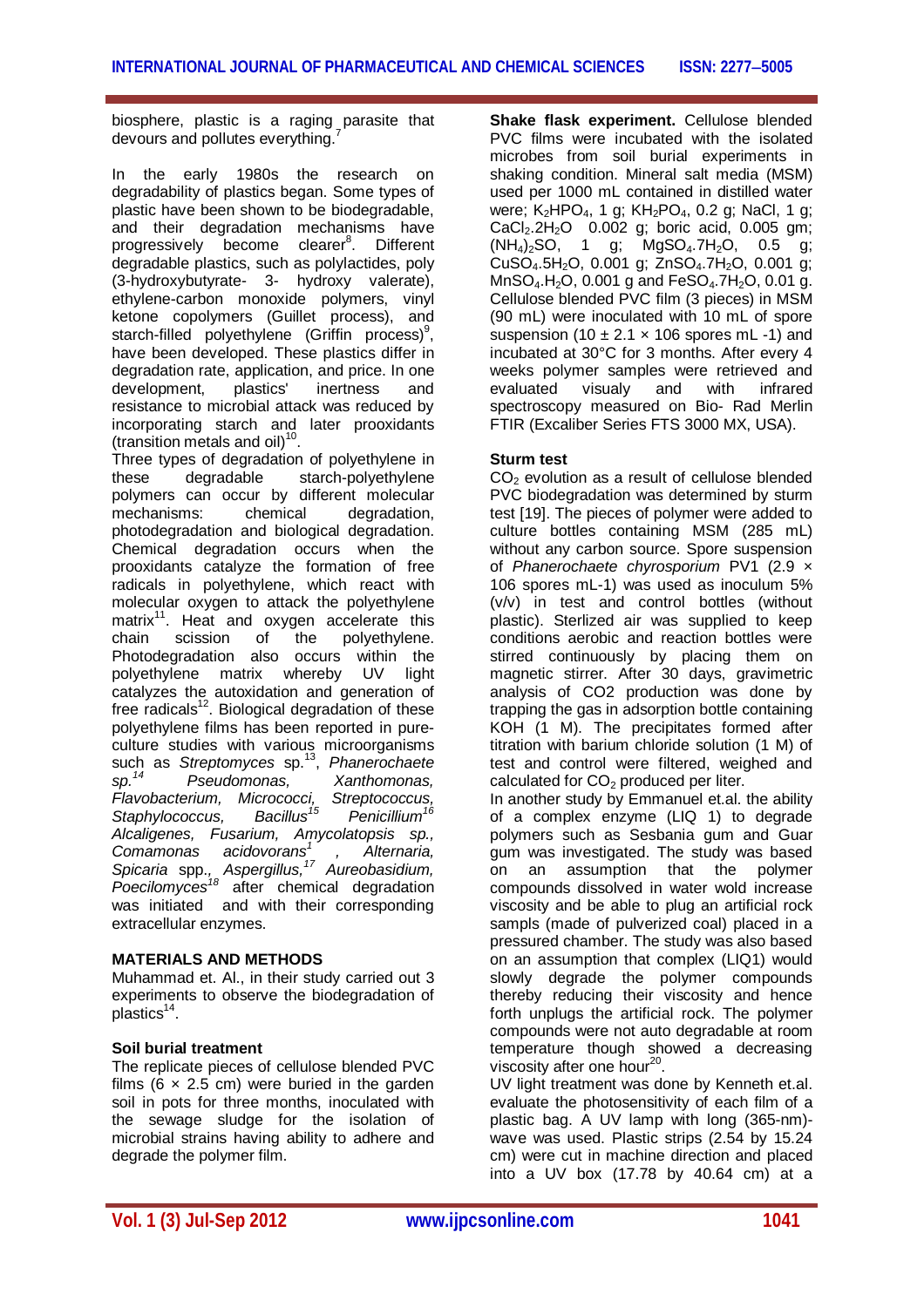biosphere, plastic is a raging parasite that devours and pollutes everything.[7]

In the early 1980s the research on degradability of plastics began. Some types of plastic have been shown to be biodegradable, and their degradation mechanisms have progressively become clearer[8]. Different degradable plastics, such as polylactides, poly (3-hydroxybutyrate- 3- hydroxy valerate), ethylene-carbon monoxide polymers, vinyl ketone copolymers (Guillet process), and starch-filled polyethylene (Griffin process)[9], have been developed. These plastics differ in degradation rate, application, and price. In one development, plastics' inertness and resistance to microbial attack was reduced by incorporating starch and later prooxidants (transition metals and oil)[10].

Three types of degradation of polyethylene in these degradable starch-polyethylene polymers can occur by different molecular mechanisms: chemical degradation, photodegradation and biological degradation. Chemical degradation occurs when the prooxidants catalyze the formation of free radicals in polyethylene, which react with molecular oxygen to attack the polyethylene matrix[11]. Heat and oxygen accelerate this chain scission of the polyethylene. Photodegradation also occurs within the polyethylene matrix whereby UV light catalyzes the autoxidation and generation of free radicals[12]. Biological degradation of these polyethylene films has been reported in pure-culture studies with various microorganisms such as *Streptomyces* sp.[13], *Phanerochaete sp.*[14] *Pseudomonas, Xanthomonas, Flavobacterium, Micrococci, Streptococcus, Staphylococcus, Bacillus*[15] *Penicillium*[16] *Alcaligenes, Fusarium, Amycolatopsis sp., Comamonas acidovorans*[1], *Alternaria, Spicaria* spp., *Aspergillus,*[17] *Aureobasidium, Poecilomyces*[18] after chemical degradation was initiated and with their corresponding extracellular enzymes.

## MATERIALS AND METHODS

Muhammad et. Al., in their study carried out 3 experiments to observe the biodegradation of plastics[14].

### Soil burial treatment

The replicate pieces of cellulose blended PVC films (6 × 2.5 cm) were buried in the garden soil in pots for three months, inoculated with the sewage sludge for the isolation of microbial strains having ability to adhere and degrade the polymer film.

**Shake flask experiment.** Cellulose blended PVC films were incubated with the isolated microbes from soil burial experiments in shaking condition. Mineral salt media (MSM) used per 1000 mL contained in distilled water were; $K_2HPO_4$, 1 g; $KH_2PO_4$, 0.2 g; NaCl, 1 g; $CaCl_2.2H_2O$ 0.002 g; boric acid, 0.005 gm; $(NH_4)_2SO$, 1 g; $MgSO_4.7H_2O$, 0.5 g; $CuSO_4.5H_2O$, 0.001 g; $ZnSO_4.7H_2O$, 0.001 g; $MnSO_4.H_2O$, 0.001 g and $FeSO_4.7H_2O$, 0.01 g. Cellulose blended PVC film (3 pieces) in MSM (90 mL) were inoculated with 10 mL of spore suspension (10 ± 2.1 × 106 spores mL -1) and incubated at 30°C for 3 months. After every 4 weeks polymer samples were retrieved and evaluated visualy and with infrared spectroscopy measured on Bio- Rad Merlin FTIR (Excaliber Series FTS 3000 MX, USA).

### Sturm test

$CO_2$ evolution as a result of cellulose blended PVC biodegradation was determined by sturm test [19]. The pieces of polymer were added to culture bottles containing MSM (285 mL) without any carbon source. Spore suspension of *Phanerochaete chyrosporium* PV1 (2.9 × 106 spores mL-1) was used as inoculum 5% (v/v) in test and control bottles (without plastic). Sterlized air was supplied to keep conditions aerobic and reaction bottles were stirred continuously by placing them on magnetic stirrer. After 30 days, gravimetric analysis of CO2 production was done by trapping the gas in adsorption bottle containing KOH (1 M). The precipitates formed after titration with barium chloride solution (1 M) of test and control were filtered, weighed and calculated for $CO_2$ produced per liter.

In another study by Emmanuel et.al. the ability of a complex enzyme (LIQ 1) to degrade polymers such as Sesbania gum and Guar gum was investigated. The study was based on an assumption that the polymer compounds dissolved in water wold increase viscosity and be able to plug an artificial rock sampls (made of pulverized coal) placed in a pressured chamber. The study was also based on an assumption that complex (LIQ1) would slowly degrade the polymer compounds thereby reducing their viscosity and hence forth unplugs the artificial rock. The polymer compounds were not auto degradable at room temperature though showed a decreasing viscosity after one hour[20].

UV light treatment was done by Kenneth et.al. evaluate the photosensitivity of each film of a plastic bag. A UV lamp with long (365-nm)-wave was used. Plastic strips (2.54 by 15.24 cm) were cut in machine direction and placed into a UV box (17.78 by 40.64 cm) at a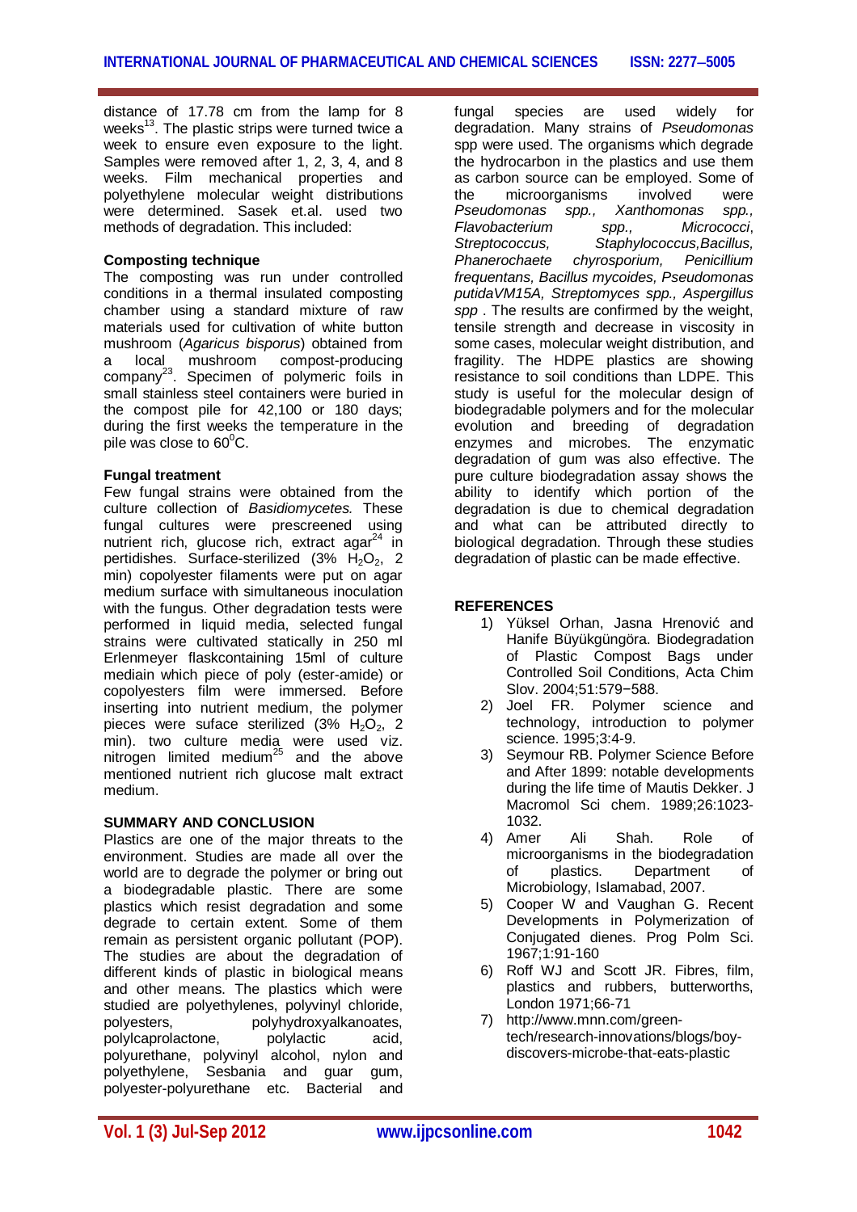distance of 17.78 cm from the lamp for 8 weeks[13]. The plastic strips were turned twice a week to ensure even exposure to the light. Samples were removed after 1, 2, 3, 4, and 8 weeks. Film mechanical properties and polyethylene molecular weight distributions were determined. Sasek et.al. used two methods of degradation. This included:

**Composting technique**

The composting was run under controlled conditions in a thermal insulated composting chamber using a standard mixture of raw materials used for cultivation of white button mushroom (*Agaricus bisporus*) obtained from a local mushroom compost-producing company[23]. Specimen of polymeric foils in small stainless steel containers were buried in the compost pile for 42,100 or 180 days; during the first weeks the temperature in the pile was close to $60^0$C.

**Fungal treatment**

Few fungal strains were obtained from the culture collection of *Basidiomycetes.* These fungal cultures were prescreened using nutrient rich, glucose rich, extract agar[24] in pertidishes. Surface-sterilized (3% $H_2O_2$, 2 min) copolyester filaments were put on agar medium surface with simultaneous inoculation with the fungus. Other degradation tests were performed in liquid media, selected fungal strains were cultivated statically in 250 ml Erlenmeyer flaskcontaining 15ml of culture mediain which piece of poly (ester-amide) or copolyesters film were immersed. Before inserting into nutrient medium, the polymer pieces were suface sterilized (3% $H_2O_2$, 2 min). two culture media were used viz. nitrogen limited medium[25] and the above mentioned nutrient rich glucose malt extract medium.

**SUMMARY AND CONCLUSION**

Plastics are one of the major threats to the environment. Studies are made all over the world are to degrade the polymer or bring out a biodegradable plastic. There are some plastics which resist degradation and some degrade to certain extent. Some of them remain as persistent organic pollutant (POP). The studies are about the degradation of different kinds of plastic in biological means and other means. The plastics which were studied are polyethylenes, polyvinyl chloride, polyesters, polyhydroxyalkanoates, polylcaprolactone, polylactic acid, polyurethane, polyvinyl alcohol, nylon and polyethylene, Sesbania and guar gum, polyester-polyurethane etc. Bacterial and fungal species are used widely for degradation. Many strains of *Pseudomonas* spp were used. The organisms which degrade the hydrocarbon in the plastics and use them as carbon source can be employed. Some of the microorganisms involved were *Pseudomonas spp., Xanthomonas spp., Flavobacterium spp., Micrococci*, *Streptococcus, Staphylococcus,Bacillus, Phanerochaete chyrosporium, Penicillium frequentans, Bacillus mycoides, Pseudomonas putidaVM15A, Streptomyces spp., Aspergillus spp* . The results are confirmed by the weight, tensile strength and decrease in viscosity in some cases, molecular weight distribution, and fragility. The HDPE plastics are showing resistance to soil conditions than LDPE. This study is useful for the molecular design of biodegradable polymers and for the molecular evolution and breeding of degradation enzymes and microbes. The enzymatic degradation of gum was also effective. The pure culture biodegradation assay shows the ability to identify which portion of the degradation is due to chemical degradation and what can be attributed directly to biological degradation. Through these studies degradation of plastic can be made effective.

**REFERENCES**

1) Yüksel Orhan, Jasna Hrenović and Hanife Büyükgüngöra. Biodegradation of Plastic Compost Bags under Controlled Soil Conditions, Acta Chim Slov. 2004;51:579−588.
2) Joel FR. Polymer science and technology, introduction to polymer science. 1995;3:4-9.
3) Seymour RB. Polymer Science Before and After 1899: notable developments during the life time of Mautis Dekker. J Macromol Sci chem. 1989;26:1023-1032.
4) Amer Ali Shah. Role of microorganisms in the biodegradation of plastics. Department of Microbiology, Islamabad, 2007.
5) Cooper W and Vaughan G. Recent Developments in Polymerization of Conjugated dienes. Prog Polm Sci. 1967;1:91-160
6) Roff WJ and Scott JR. Fibres, film, plastics and rubbers, butterworths, London 1971;66-71
7) http://www.mnn.com/green-tech/research-innovations/blogs/boy-discovers-microbe-that-eats-plastic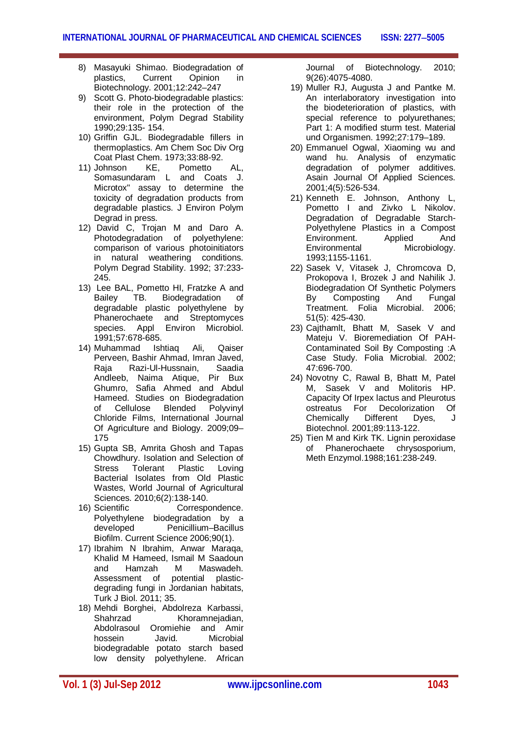8) Masayuki Shimao. Biodegradation of plastics, Current Opinion in Biotechnology. 2001;12:242–247
9) Scott G. Photo-biodegradable plastics: their role in the protection of the environment, Polym Degrad Stability 1990;29:135- 154.
10) Griffin GJL. Biodegradable fillers in thermoplastics. Am Chem Soc Div Org Coat Plast Chem. 1973;33:88-92.
11) Johnson KE, Pometto AL, Somasundaram L and Coats J. Microtox" assay to determine the toxicity of degradation products from degradable plastics. J Environ Polym Degrad in press.
12) David C, Trojan M and Daro A. Photodegradation of polyethylene: comparison of various photoinitiators in natural weathering conditions. Polym Degrad Stability. 1992; 37:233-245.
13) Lee BAL, Pometto HI, Fratzke A and Bailey TB. Biodegradation of degradable plastic polyethylene by Phanerochaete and Streptomyces species. Appl Environ Microbiol. 1991;57:678-685.
14) Muhammad Ishtiaq Ali, Qaiser Perveen, Bashir Ahmad, Imran Javed, Raja Razi-Ul-Hussnain, Saadia Andleeb, Naima Atique, Pir Bux Ghumro, Safia Ahmed and Abdul Hameed. Studies on Biodegradation of Cellulose Blended Polyvinyl Chloride Films, International Journal Of Agriculture and Biology. 2009;09–175
15) Gupta SB, Amrita Ghosh and Tapas Chowdhury. Isolation and Selection of Stress Tolerant Plastic Loving Bacterial Isolates from Old Plastic Wastes, World Journal of Agricultural Sciences. 2010;6(2):138-140.
16) Scientific Correspondence. Polyethylene biodegradation by a developed Penicillium–Bacillus Biofilm. Current Science 2006;90(1).
17) Ibrahim N Ibrahim, Anwar Maraqa, Khalid M Hameed, Ismail M Saadoun and Hamzah M Maswadeh. Assessment of potential plastic-degrading fungi in Jordanian habitats, Turk J Biol. 2011; 35.
18) Mehdi Borghei, Abdolreza Karbassi, Shahrzad Khoramnejadian, Abdolrasoul Oromiehie and Amir hossein Javid. Microbial biodegradable potato starch based low density polyethylene. African Journal of Biotechnology. 2010; 9(26):4075-4080.
19) Muller RJ, Augusta J and Pantke M. An interlaboratory investigation into the biodeterioration of plastics, with special reference to polyurethanes; Part 1: A modified sturm test. Material und Organismen. 1992;27:179–189.
20) Emmanuel Ogwal, Xiaoming wu and wand hu. Analysis of enzymatic degradation of polymer additives. Asain Journal Of Applied Sciences. 2001;4(5):526-534.
21) Kenneth E. Johnson, Anthony L, Pometto I and Zivko L Nikolov. Degradation of Degradable Starch-Polyethylene Plastics in a Compost Environment. Applied And Environmental Microbiology. 1993;1155-1161.
22) Sasek V, Vitasek J, Chromcova D, Prokopova I, Brozek J and Nahilik J. Biodegradation Of Synthetic Polymers By Composting And Fungal Treatment. Folia Microbial. 2006; 51(5): 425-430.
23) Cajthamlt, Bhatt M, Sasek V and Mateju V. Bioremediation Of PAH-Contaminated Soil By Composting :A Case Study. Folia Microbial. 2002; 47:696-700.
24) Novotny C, Rawal B, Bhatt M, Patel M, Sasek V and Molitoris HP. Capacity Of Irpex lactus and Pleurotus ostreatus For Decolorization Of Chemically Different Dyes, J Biotechnol. 2001;89:113-122.
25) Tien M and Kirk TK. Lignin peroxidase of Phanerochaete chrysosporium, Meth Enzymol.1988;161:238-249.